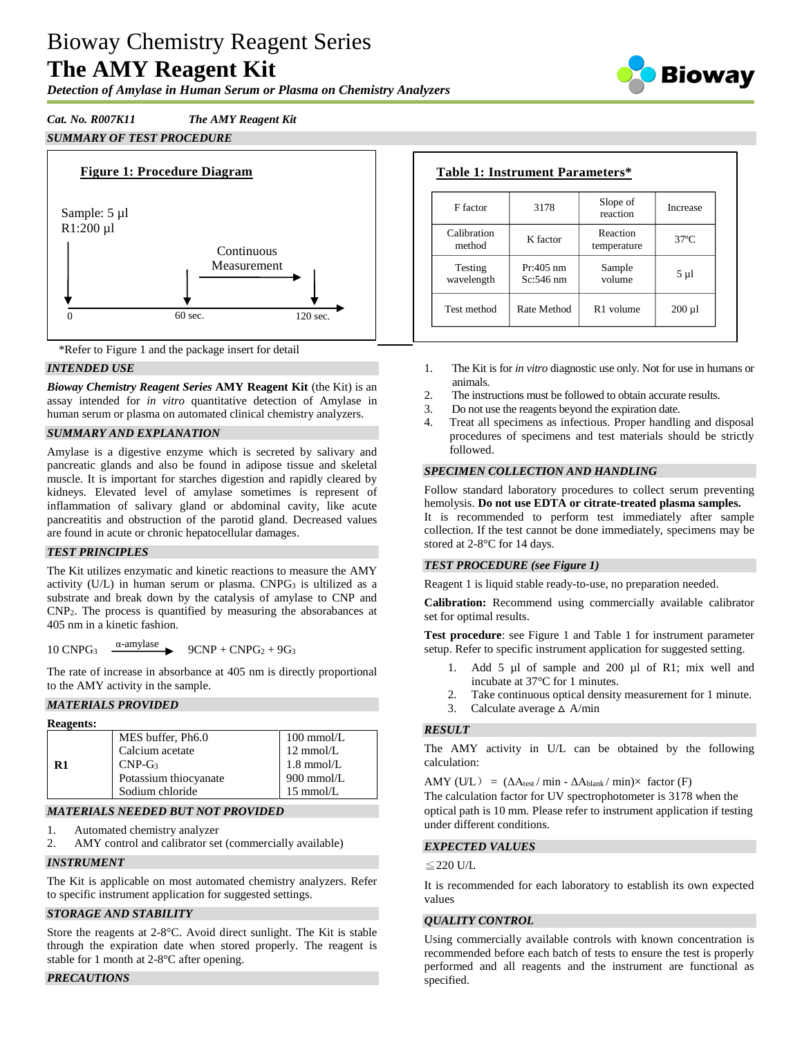# Bioway Chemistry Reagent Series
# The AMY Reagent Kit

***Detection of Amylase in Human Serum or Plasma on Chemistry Analyzers***

*Cat. No. R007K11* *The AMY Reagent Kit*

## *SUMMARY OF TEST PROCEDURE*

**Figure 1: Procedure Diagram**

Sample: 5 µl
R1:200 µl

Continuous Measurement

0 — 60 sec. — 120 sec.

*Refer to Figure 1 and the package insert for detail

**Table 1: Instrument Parameters***

| F factor | 3178 | Slope of reaction | Increase |
|---|---|---|---|
| Calibration method | K factor | Reaction temperature | 37ºC |
| Testing wavelength | Pr:405 nm Sc:546 nm | Sample volume | 5 µl |
| Test method | Rate Method | R1 volume | 200 µl |

## *INTENDED USE*

***Bioway Chemistry Reagent Series* AMY Reagent Kit** (the Kit) is an assay intended for *in vitro* quantitative detection of Amylase in human serum or plasma on automated clinical chemistry analyzers.

## *SUMMARY AND EXPLANATION*

Amylase is a digestive enzyme which is secreted by salivary and pancreatic glands and also be found in adipose tissue and skeletal muscle. It is important for starches digestion and rapidly cleared by kidneys. Elevated level of amylase sometimes is represent of inflammation of salivary gland or abdominal cavity, like acute pancreatitis and obstruction of the parotid gland. Decreased values are found in acute or chronic hepatocellular damages.

## *TEST PRINCIPLES*

The Kit utilizes enzymatic and kinetic reactions to measure the AMY activity (U/L) in human serum or plasma. $CNPG_3$ is ultilized as a substrate and break down by the catalysis of amylase to CNP and $CNPG_2$. The process is quantified by measuring the absorbances at 405 nm in a kinetic fashion.

$$10\ CNPG_3 \xrightarrow{\alpha\text{-amylase}} 9CNP + CNPG_2 + 9G_3$$

The rate of increase in absorbance at 405 nm is directly proportional to the AMY activity in the sample.

## *MATERIALS PROVIDED*

**Reagents:**

| | | |
|---|---|---|
| **R1** | MES buffer, Ph6.0 | 100 mmol/L |
| | Calcium acetate | 12 mmol/L |
| | $CNP\text{-}G_3$ | 1.8 mmol/L |
| | Potassium thiocyanate | 900 mmol/L |
| | Sodium chloride | 15 mmol/L |

## *MATERIALS NEEDED BUT NOT PROVIDED*

1. Automated chemistry analyzer
2. AMY control and calibrator set (commercially available)

## *INSTRUMENT*

The Kit is applicable on most automated chemistry analyzers. Refer to specific instrument application for suggested settings.

## *STORAGE AND STABILITY*

Store the reagents at 2-8°C. Avoid direct sunlight. The Kit is stable through the expiration date when stored properly. The reagent is stable for 1 month at 2-8°C after opening.

## *PRECAUTIONS*

1. The Kit is for *in vitro* diagnostic use only. Not for use in humans or animals.
2. The instructions must be followed to obtain accurate results.
3. Do not use the reagents beyond the expiration date.
4. Treat all specimens as infectious. Proper handling and disposal procedures of specimens and test materials should be strictly followed.

## *SPECIMEN COLLECTION AND HANDLING*

Follow standard laboratory procedures to collect serum preventing hemolysis. **Do not use EDTA or citrate-treated plasma samples.**
It is recommended to perform test immediately after sample collection. If the test cannot be done immediately, specimens may be stored at 2-8°C for 14 days.

## *TEST PROCEDURE (see Figure 1)*

Reagent 1 is liquid stable ready-to-use, no preparation needed.

**Calibration:** Recommend using commercially available calibrator set for optimal results.

**Test procedure**: see Figure 1 and Table 1 for instrument parameter setup. Refer to specific instrument application for suggested setting.

1. Add 5 µl of sample and 200 µl of R1; mix well and incubate at 37°C for 1 minutes.
2. Take continuous optical density measurement for 1 minute.
3. Calculate average $\Delta$ A/min

## *RESULT*

The AMY activity in U/L can be obtained by the following calculation:

AMY (U/L) $= (\Delta A_{test} / \min - \Delta A_{blank} / \min) \times$ factor (F)

The calculation factor for UV spectrophotometer is 3178 when the optical path is 10 mm. Please refer to instrument application if testing under different conditions.

## *EXPECTED VALUES*

≦220 U/L

It is recommended for each laboratory to establish its own expected values

## *QUALITY CONTROL*

Using commercially available controls with known concentration is recommended before each batch of tests to ensure the test is properly performed and all reagents and the instrument are functional as specified.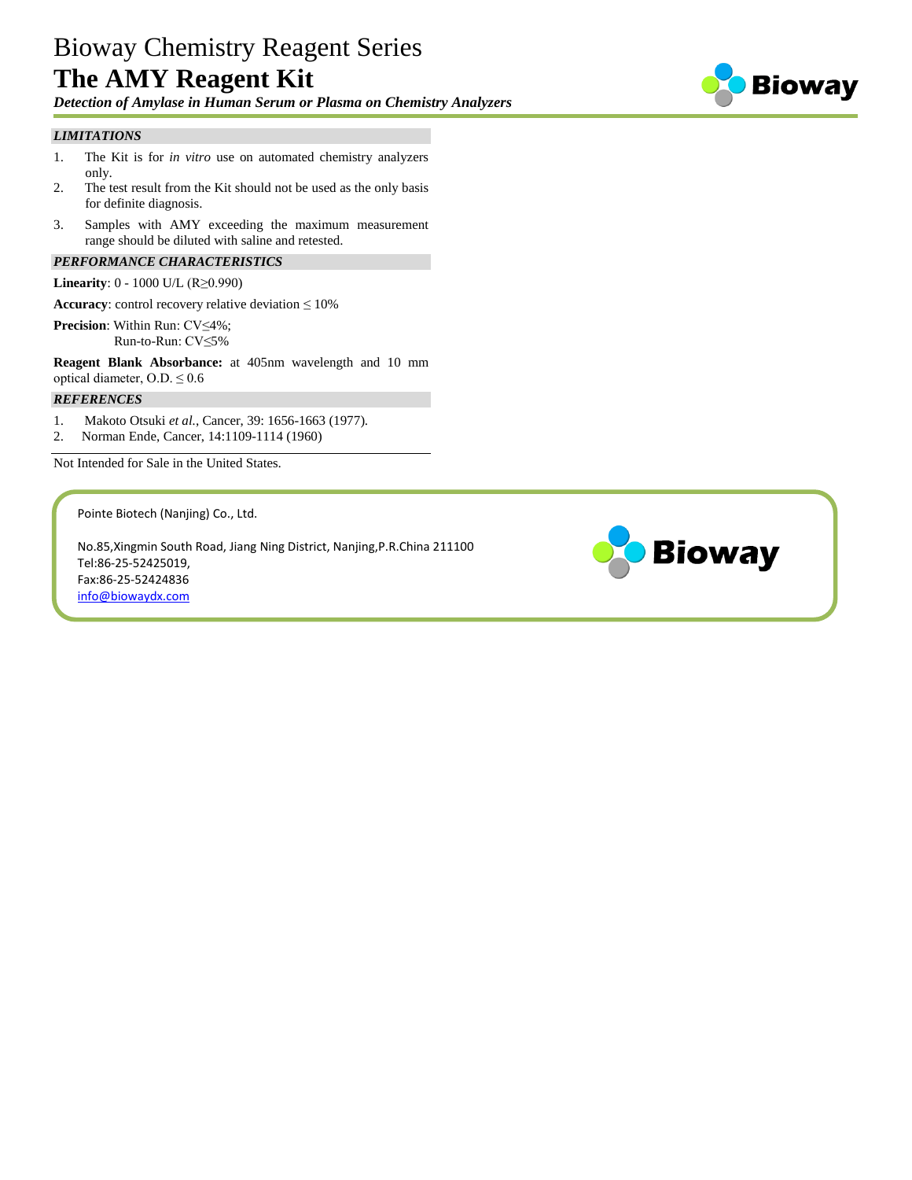# Bioway Chemistry Reagent Series

# The AMY Reagent Kit

***Detection of Amylase in Human Serum or Plasma on Chemistry Analyzers***

### *LIMITATIONS*

1. The Kit is for *in vitro* use on automated chemistry analyzers only.
2. The test result from the Kit should not be used as the only basis for definite diagnosis.
3. Samples with AMY exceeding the maximum measurement range should be diluted with saline and retested.

### *PERFORMANCE CHARACTERISTICS*

**Linearity**: 0 - 1000 U/L (R≥0.990)

**Accuracy**: control recovery relative deviation ≤ 10%

**Precision**: Within Run: CV≤4%;
Run-to-Run: CV≤5%

**Reagent Blank Absorbance:** at 405nm wavelength and 10 mm optical diameter, O.D. ≤ 0.6

### *REFERENCES*

1. Makoto Otsuki *et al.*, Cancer, 39: 1656-1663 (1977).
2. Norman Ende, Cancer, 14:1109-1114 (1960)

---

Not Intended for Sale in the United States.

Pointe Biotech (Nanjing) Co., Ltd.

No.85,Xingmin South Road, Jiang Ning District, Nanjing,P.R.China 211100
Tel:86-25-52425019,
Fax:86-25-52424836
info@biowaydx.com